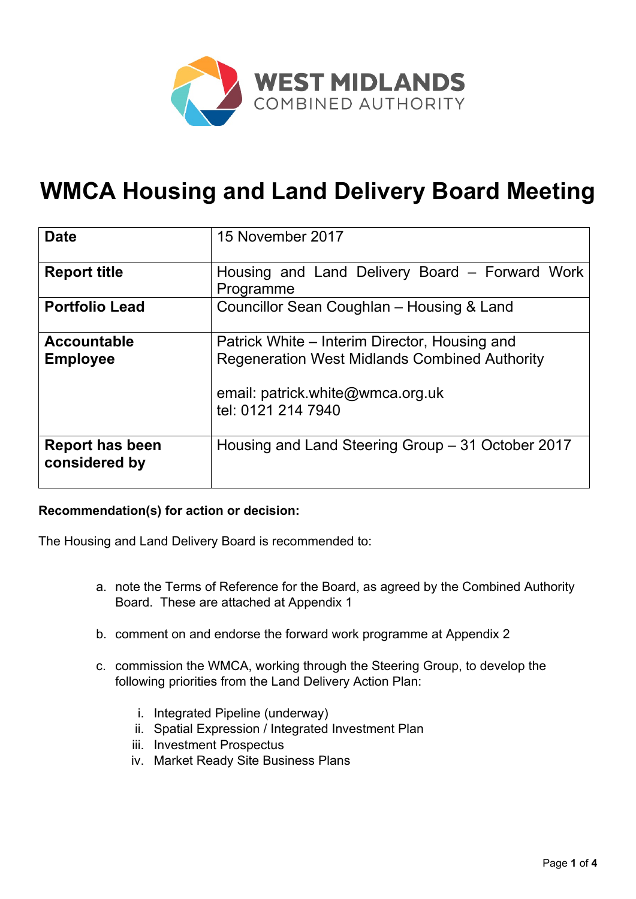WEST MIDLANDS
COMBINED AUTHORITY

# WMCA Housing and Land Delivery Board Meeting

| | |
|---|---|
| **Date** | 15 November 2017 |
| **Report title** | Housing and Land Delivery Board – Forward Work Programme |
| **Portfolio Lead** | Councillor Sean Coughlan – Housing & Land |
| **Accountable Employee** | Patrick White – Interim Director, Housing and Regeneration West Midlands Combined Authority<br><br>email: patrick.white@wmca.org.uk<br>tel: 0121 214 7940 |
| **Report has been considered by** | Housing and Land Steering Group – 31 October 2017 |

**Recommendation(s) for action or decision:**

The Housing and Land Delivery Board is recommended to:

a. note the Terms of Reference for the Board, as agreed by the Combined Authority Board. These are attached at Appendix 1

b. comment on and endorse the forward work programme at Appendix 2

c. commission the WMCA, working through the Steering Group, to develop the following priorities from the Land Delivery Action Plan:

   i. Integrated Pipeline (underway)
   ii. Spatial Expression / Integrated Investment Plan
   iii. Investment Prospectus
   iv. Market Ready Site Business Plans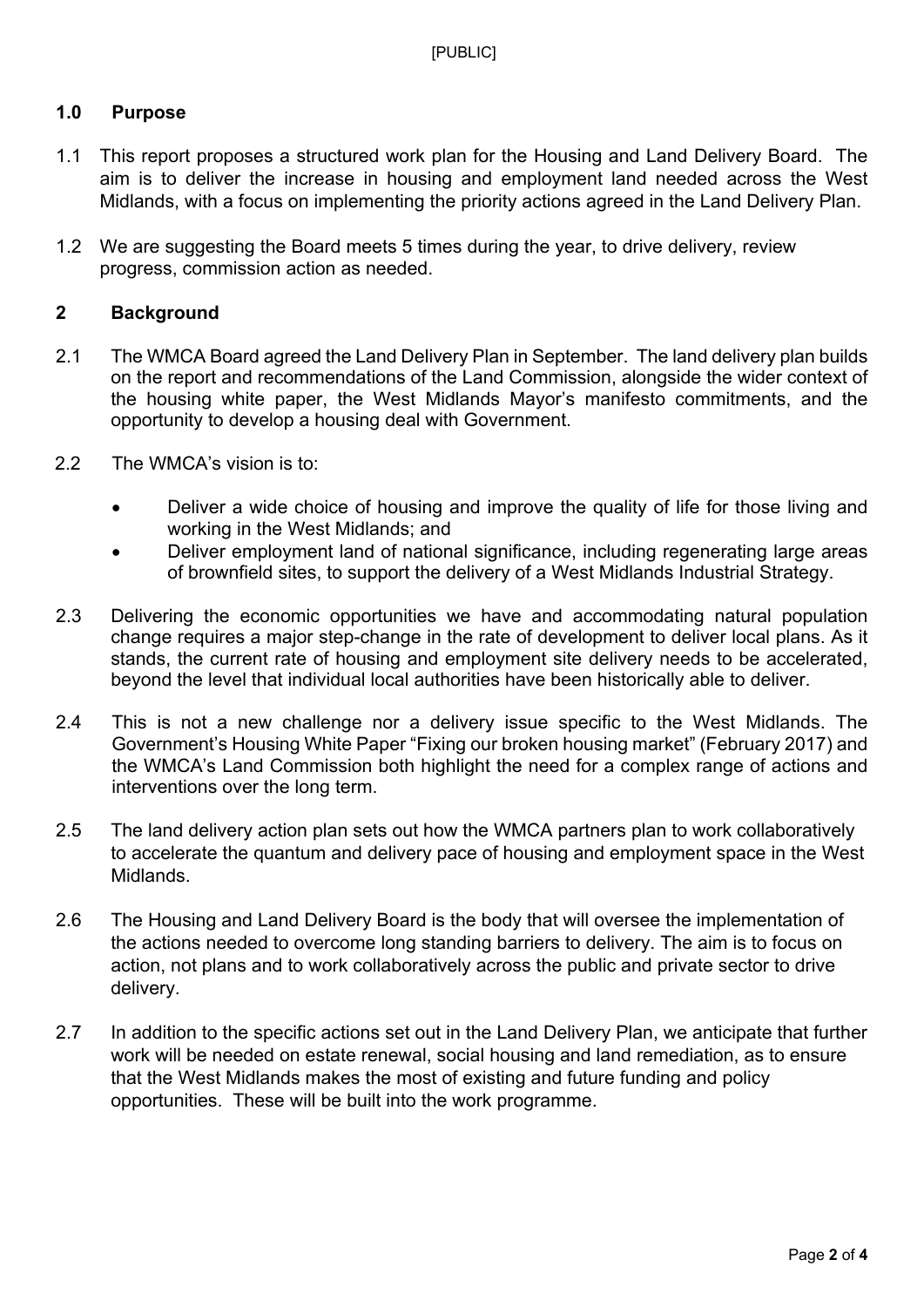## 1.0 Purpose

1.1 This report proposes a structured work plan for the Housing and Land Delivery Board. The aim is to deliver the increase in housing and employment land needed across the West Midlands, with a focus on implementing the priority actions agreed in the Land Delivery Plan.

1.2 We are suggesting the Board meets 5 times during the year, to drive delivery, review progress, commission action as needed.

## 2 Background

2.1 The WMCA Board agreed the Land Delivery Plan in September. The land delivery plan builds on the report and recommendations of the Land Commission, alongside the wider context of the housing white paper, the West Midlands Mayor's manifesto commitments, and the opportunity to develop a housing deal with Government.

2.2 The WMCA's vision is to:

- Deliver a wide choice of housing and improve the quality of life for those living and working in the West Midlands; and
- Deliver employment land of national significance, including regenerating large areas of brownfield sites, to support the delivery of a West Midlands Industrial Strategy.

2.3 Delivering the economic opportunities we have and accommodating natural population change requires a major step-change in the rate of development to deliver local plans. As it stands, the current rate of housing and employment site delivery needs to be accelerated, beyond the level that individual local authorities have been historically able to deliver.

2.4 This is not a new challenge nor a delivery issue specific to the West Midlands. The Government's Housing White Paper "Fixing our broken housing market" (February 2017) and the WMCA's Land Commission both highlight the need for a complex range of actions and interventions over the long term.

2.5 The land delivery action plan sets out how the WMCA partners plan to work collaboratively to accelerate the quantum and delivery pace of housing and employment space in the West Midlands.

2.6 The Housing and Land Delivery Board is the body that will oversee the implementation of the actions needed to overcome long standing barriers to delivery. The aim is to focus on action, not plans and to work collaboratively across the public and private sector to drive delivery.

2.7 In addition to the specific actions set out in the Land Delivery Plan, we anticipate that further work will be needed on estate renewal, social housing and land remediation, as to ensure that the West Midlands makes the most of existing and future funding and policy opportunities. These will be built into the work programme.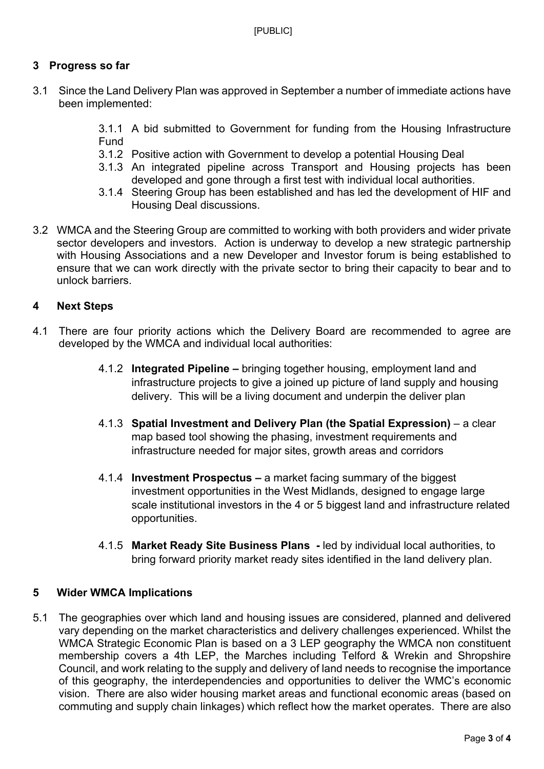[PUBLIC]

## 3 Progress so far

3.1 Since the Land Delivery Plan was approved in September a number of immediate actions have been implemented:

- 3.1.1 A bid submitted to Government for funding from the Housing Infrastructure Fund
- 3.1.2 Positive action with Government to develop a potential Housing Deal
- 3.1.3 An integrated pipeline across Transport and Housing projects has been developed and gone through a first test with individual local authorities.
- 3.1.4 Steering Group has been established and has led the development of HIF and Housing Deal discussions.

3.2 WMCA and the Steering Group are committed to working with both providers and wider private sector developers and investors. Action is underway to develop a new strategic partnership with Housing Associations and a new Developer and Investor forum is being established to ensure that we can work directly with the private sector to bring their capacity to bear and to unlock barriers.

## 4 Next Steps

4.1 There are four priority actions which the Delivery Board are recommended to agree are developed by the WMCA and individual local authorities:

- 4.1.2 **Integrated Pipeline –** bringing together housing, employment land and infrastructure projects to give a joined up picture of land supply and housing delivery. This will be a living document and underpin the deliver plan

- 4.1.3 **Spatial Investment and Delivery Plan (the Spatial Expression)** – a clear map based tool showing the phasing, investment requirements and infrastructure needed for major sites, growth areas and corridors

- 4.1.4 **Investment Prospectus –** a market facing summary of the biggest investment opportunities in the West Midlands, designed to engage large scale institutional investors in the 4 or 5 biggest land and infrastructure related opportunities.

- 4.1.5 **Market Ready Site Business Plans -** led by individual local authorities, to bring forward priority market ready sites identified in the land delivery plan.

## 5 Wider WMCA Implications

5.1 The geographies over which land and housing issues are considered, planned and delivered vary depending on the market characteristics and delivery challenges experienced. Whilst the WMCA Strategic Economic Plan is based on a 3 LEP geography the WMCA non constituent membership covers a 4th LEP, the Marches including Telford & Wrekin and Shropshire Council, and work relating to the supply and delivery of land needs to recognise the importance of this geography, the interdependencies and opportunities to deliver the WMC's economic vision. There are also wider housing market areas and functional economic areas (based on commuting and supply chain linkages) which reflect how the market operates. There are also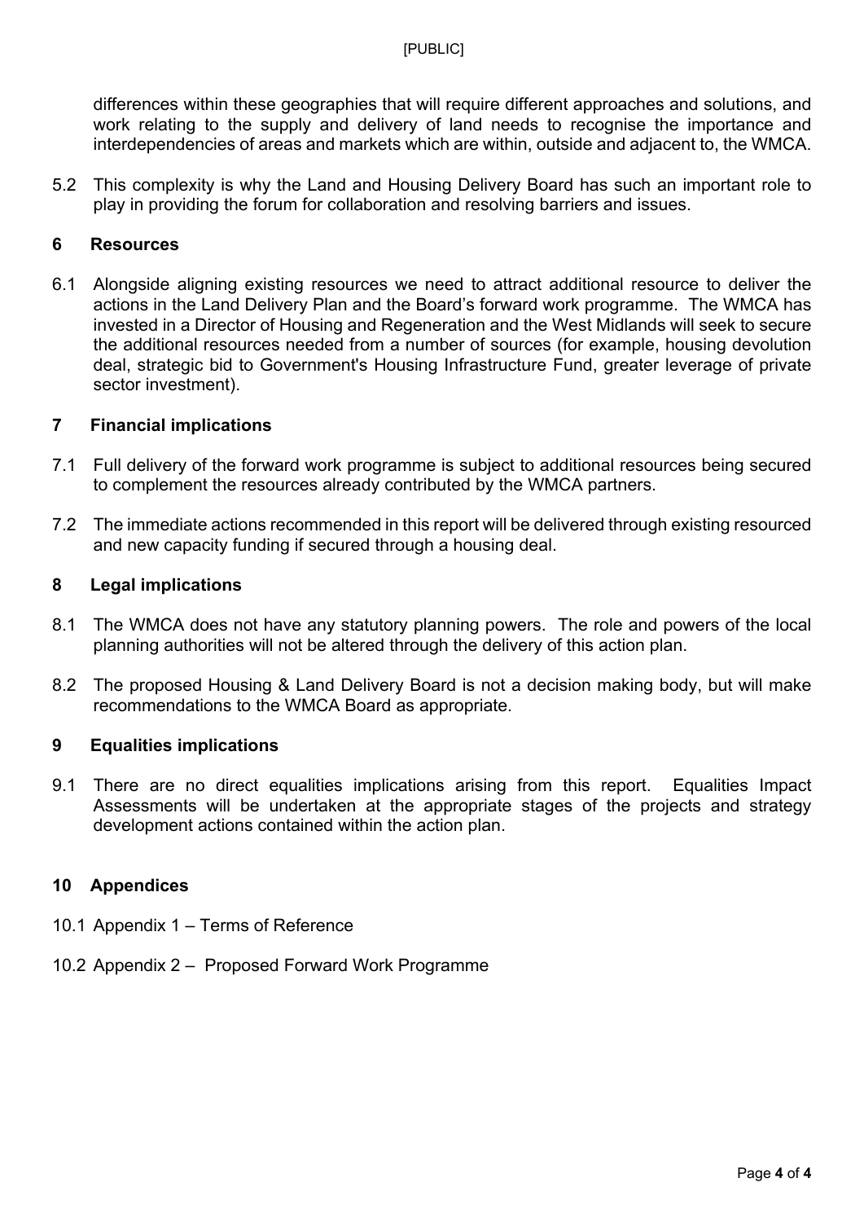differences within these geographies that will require different approaches and solutions, and work relating to the supply and delivery of land needs to recognise the importance and interdependencies of areas and markets which are within, outside and adjacent to, the WMCA.

5.2 This complexity is why the Land and Housing Delivery Board has such an important role to play in providing the forum for collaboration and resolving barriers and issues.

## 6 Resources

6.1 Alongside aligning existing resources we need to attract additional resource to deliver the actions in the Land Delivery Plan and the Board's forward work programme. The WMCA has invested in a Director of Housing and Regeneration and the West Midlands will seek to secure the additional resources needed from a number of sources (for example, housing devolution deal, strategic bid to Government's Housing Infrastructure Fund, greater leverage of private sector investment).

## 7 Financial implications

7.1 Full delivery of the forward work programme is subject to additional resources being secured to complement the resources already contributed by the WMCA partners.

7.2 The immediate actions recommended in this report will be delivered through existing resourced and new capacity funding if secured through a housing deal.

## 8 Legal implications

8.1 The WMCA does not have any statutory planning powers. The role and powers of the local planning authorities will not be altered through the delivery of this action plan.

8.2 The proposed Housing & Land Delivery Board is not a decision making body, but will make recommendations to the WMCA Board as appropriate.

## 9 Equalities implications

9.1 There are no direct equalities implications arising from this report. Equalities Impact Assessments will be undertaken at the appropriate stages of the projects and strategy development actions contained within the action plan.

## 10 Appendices

10.1 Appendix 1 – Terms of Reference

10.2 Appendix 2 – Proposed Forward Work Programme